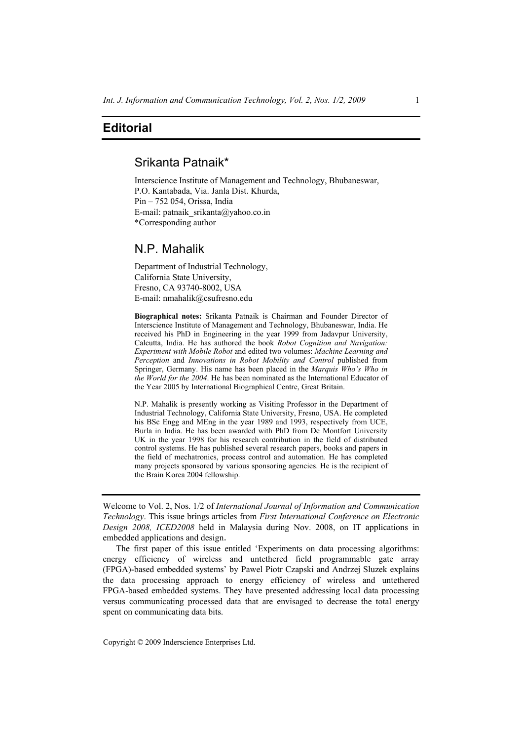# Editorial

## Srikanta Patnaik*

Interscience Institute of Management and Technology, Bhubaneswar,
P.O. Kantabada, Via. Janla Dist. Khurda,
Pin – 752 054, Orissa, India
E-mail: patnaik_srikanta@yahoo.co.in
*Corresponding author

## N.P. Mahalik

Department of Industrial Technology,
California State University,
Fresno, CA 93740-8002, USA
E-mail: nmahalik@csufresno.edu

**Biographical notes:** Srikanta Patnaik is Chairman and Founder Director of Interscience Institute of Management and Technology, Bhubaneswar, India. He received his PhD in Engineering in the year 1999 from Jadavpur University, Calcutta, India. He has authored the book *Robot Cognition and Navigation: Experiment with Mobile Robot* and edited two volumes: *Machine Learning and Perception* and *Innovations in Robot Mobility and Control* published from Springer, Germany. His name has been placed in the *Marquis Who's Who in the World for the 2004*. He has been nominated as the International Educator of the Year 2005 by International Biographical Centre, Great Britain.

N.P. Mahalik is presently working as Visiting Professor in the Department of Industrial Technology, California State University, Fresno, USA. He completed his BSc Engg and MEng in the year 1989 and 1993, respectively from UCE, Burla in India. He has been awarded with PhD from De Montfort University UK in the year 1998 for his research contribution in the field of distributed control systems. He has published several research papers, books and papers in the field of mechatronics, process control and automation. He has completed many projects sponsored by various sponsoring agencies. He is the recipient of the Brain Korea 2004 fellowship.

---

Welcome to Vol. 2, Nos. 1/2 of *International Journal of Information and Communication Technology*. This issue brings articles from *First International Conference on Electronic Design 2008, ICED2008* held in Malaysia during Nov. 2008, on IT applications in embedded applications and design.

The first paper of this issue entitled 'Experiments on data processing algorithms: energy efficiency of wireless and untethered field programmable gate array (FPGA)-based embedded systems' by Pawel Piotr Czapski and Andrzej Sluzek explains the data processing approach to energy efficiency of wireless and untethered FPGA-based embedded systems. They have presented addressing local data processing versus communicating processed data that are envisaged to decrease the total energy spent on communicating data bits.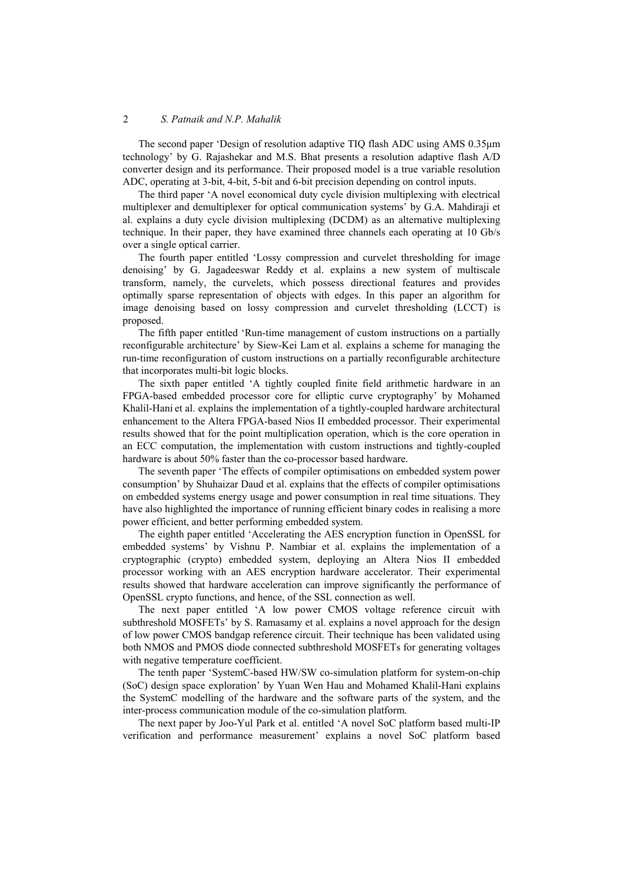The second paper 'Design of resolution adaptive TIQ flash ADC using AMS 0.35μm technology' by G. Rajashekar and M.S. Bhat presents a resolution adaptive flash A/D converter design and its performance. Their proposed model is a true variable resolution ADC, operating at 3-bit, 4-bit, 5-bit and 6-bit precision depending on control inputs.

The third paper 'A novel economical duty cycle division multiplexing with electrical multiplexer and demultiplexer for optical communication systems' by G.A. Mahdiraji et al. explains a duty cycle division multiplexing (DCDM) as an alternative multiplexing technique. In their paper, they have examined three channels each operating at 10 Gb/s over a single optical carrier.

The fourth paper entitled 'Lossy compression and curvelet thresholding for image denoising' by G. Jagadeeswar Reddy et al. explains a new system of multiscale transform, namely, the curvelets, which possess directional features and provides optimally sparse representation of objects with edges. In this paper an algorithm for image denoising based on lossy compression and curvelet thresholding (LCCT) is proposed.

The fifth paper entitled 'Run-time management of custom instructions on a partially reconfigurable architecture' by Siew-Kei Lam et al. explains a scheme for managing the run-time reconfiguration of custom instructions on a partially reconfigurable architecture that incorporates multi-bit logic blocks.

The sixth paper entitled 'A tightly coupled finite field arithmetic hardware in an FPGA-based embedded processor core for elliptic curve cryptography' by Mohamed Khalil-Hani et al. explains the implementation of a tightly-coupled hardware architectural enhancement to the Altera FPGA-based Nios II embedded processor. Their experimental results showed that for the point multiplication operation, which is the core operation in an ECC computation, the implementation with custom instructions and tightly-coupled hardware is about 50% faster than the co-processor based hardware.

The seventh paper 'The effects of compiler optimisations on embedded system power consumption' by Shuhaizar Daud et al. explains that the effects of compiler optimisations on embedded systems energy usage and power consumption in real time situations. They have also highlighted the importance of running efficient binary codes in realising a more power efficient, and better performing embedded system.

The eighth paper entitled 'Accelerating the AES encryption function in OpenSSL for embedded systems' by Vishnu P. Nambiar et al. explains the implementation of a cryptographic (crypto) embedded system, deploying an Altera Nios II embedded processor working with an AES encryption hardware accelerator. Their experimental results showed that hardware acceleration can improve significantly the performance of OpenSSL crypto functions, and hence, of the SSL connection as well.

The next paper entitled 'A low power CMOS voltage reference circuit with subthreshold MOSFETs' by S. Ramasamy et al. explains a novel approach for the design of low power CMOS bandgap reference circuit. Their technique has been validated using both NMOS and PMOS diode connected subthreshold MOSFETs for generating voltages with negative temperature coefficient.

The tenth paper 'SystemC-based HW/SW co-simulation platform for system-on-chip (SoC) design space exploration' by Yuan Wen Hau and Mohamed Khalil-Hani explains the SystemC modelling of the hardware and the software parts of the system, and the inter-process communication module of the co-simulation platform.

The next paper by Joo-Yul Park et al. entitled 'A novel SoC platform based multi-IP verification and performance measurement' explains a novel SoC platform based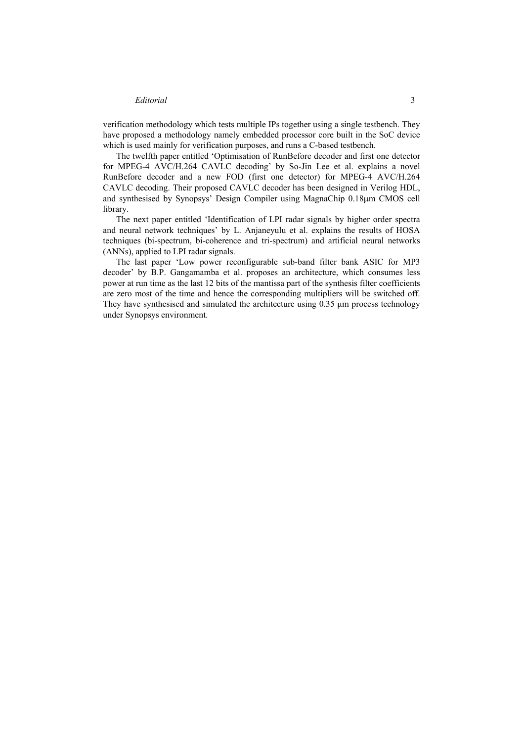verification methodology which tests multiple IPs together using a single testbench. They have proposed a methodology namely embedded processor core built in the SoC device which is used mainly for verification purposes, and runs a C-based testbench.

The twelfth paper entitled 'Optimisation of RunBefore decoder and first one detector for MPEG-4 AVC/H.264 CAVLC decoding' by So-Jin Lee et al. explains a novel RunBefore decoder and a new FOD (first one detector) for MPEG-4 AVC/H.264 CAVLC decoding. Their proposed CAVLC decoder has been designed in Verilog HDL, and synthesised by Synopsys' Design Compiler using MagnaChip 0.18μm CMOS cell library.

The next paper entitled 'Identification of LPI radar signals by higher order spectra and neural network techniques' by L. Anjaneyulu et al. explains the results of HOSA techniques (bi-spectrum, bi-coherence and tri-spectrum) and artificial neural networks (ANNs), applied to LPI radar signals.

The last paper 'Low power reconfigurable sub-band filter bank ASIC for MP3 decoder' by B.P. Gangamamba et al. proposes an architecture, which consumes less power at run time as the last 12 bits of the mantissa part of the synthesis filter coefficients are zero most of the time and hence the corresponding multipliers will be switched off. They have synthesised and simulated the architecture using 0.35 μm process technology under Synopsys environment.